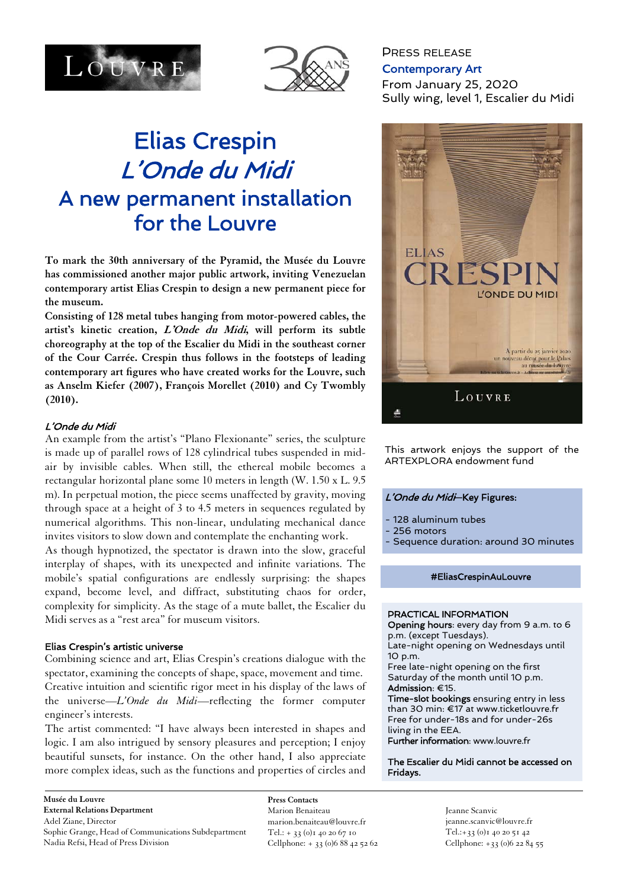Press release

**Contemporary Art**

From January 25, 2020

Sully wing, level 1, Escalier du Midi

# Elias Crespin *L'Onde du Midi* A new permanent installation for the Louvre

**To mark the 30th anniversary of the Pyramid, the Musée du Louvre has commissioned another major public artwork, inviting Venezuelan contemporary artist Elias Crespin to design a new permanent piece for the museum.**

**Consisting of 128 metal tubes hanging from motor-powered cables, the artist's kinetic creation, *L'Onde du Midi*, will perform its subtle choreography at the top of the Escalier du Midi in the southeast corner of the Cour Carrée. Crespin thus follows in the footsteps of leading contemporary art figures who have created works for the Louvre, such as Anselm Kiefer (2007), François Morellet (2010) and Cy Twombly (2010).**

### *L'Onde du Midi*

An example from the artist's "Plano Flexionante" series, the sculpture is made up of parallel rows of 128 cylindrical tubes suspended in mid-air by invisible cables. When still, the ethereal mobile becomes a rectangular horizontal plane some 10 meters in length (W. 1.50 x L. 9.5 m). In perpetual motion, the piece seems unaffected by gravity, moving through space at a height of 3 to 4.5 meters in sequences regulated by numerical algorithms. This non-linear, undulating mechanical dance invites visitors to slow down and contemplate the enchanting work.

As though hypnotized, the spectator is drawn into the slow, graceful interplay of shapes, with its unexpected and infinite variations. The mobile's spatial configurations are endlessly surprising: the shapes expand, become level, and diffract, substituting chaos for order, complexity for simplicity. As the stage of a mute ballet, the Escalier du Midi serves as a "rest area" for museum visitors.

### Elias Crespin's artistic universe

Combining science and art, Elias Crespin's creations dialogue with the spectator, examining the concepts of shape, space, movement and time. Creative intuition and scientific rigor meet in his display of the laws of the universe—*L'Onde du Midi*—reflecting the former computer engineer's interests.

The artist commented: "I have always been interested in shapes and logic. I am also intrigued by sensory pleasures and perception; I enjoy beautiful sunsets, for instance. On the other hand, I also appreciate more complex ideas, such as the functions and properties of circles and

This artwork enjoys the support of the ARTEXPLORA endowment fund

### *L'Onde du Midi*—Key Figures:

- 128 aluminum tubes
- 256 motors
- Sequence duration: around 30 minutes

**#EliasCrespinAuLouvre**

### PRACTICAL INFORMATION

**Opening hours**: every day from 9 a.m. to 6 p.m. (except Tuesdays).
Late-night opening on Wednesdays until 10 p.m.
Free late-night opening on the first Saturday of the month until 10 p.m.
**Admission**: €15.
**Time-slot bookings** ensuring entry in less than 30 min: €17 at www.ticketlouvre.fr
Free for under-18s and for under-26s living in the EEA.
**Further information**: www.louvre.fr

**The Escalier du Midi cannot be accessed on Fridays.**

---

**Musée du Louvre**
**External Relations Department**
Adel Ziane, Director
Sophie Grange, Head of Communications Subdepartment
Nadia Refsi, Head of Press Division

**Press Contacts**
Marion Benaiteau
marion.benaiteau@louvre.fr
Tel.: + 33 (0)1 40 20 67 10
Cellphone: + 33 (0)6 88 42 52 62

Jeanne Scanvic
jeanne.scanvic@louvre.fr
Tel.:+33 (0)1 40 20 51 42
Cellphone: +33 (0)6 22 84 55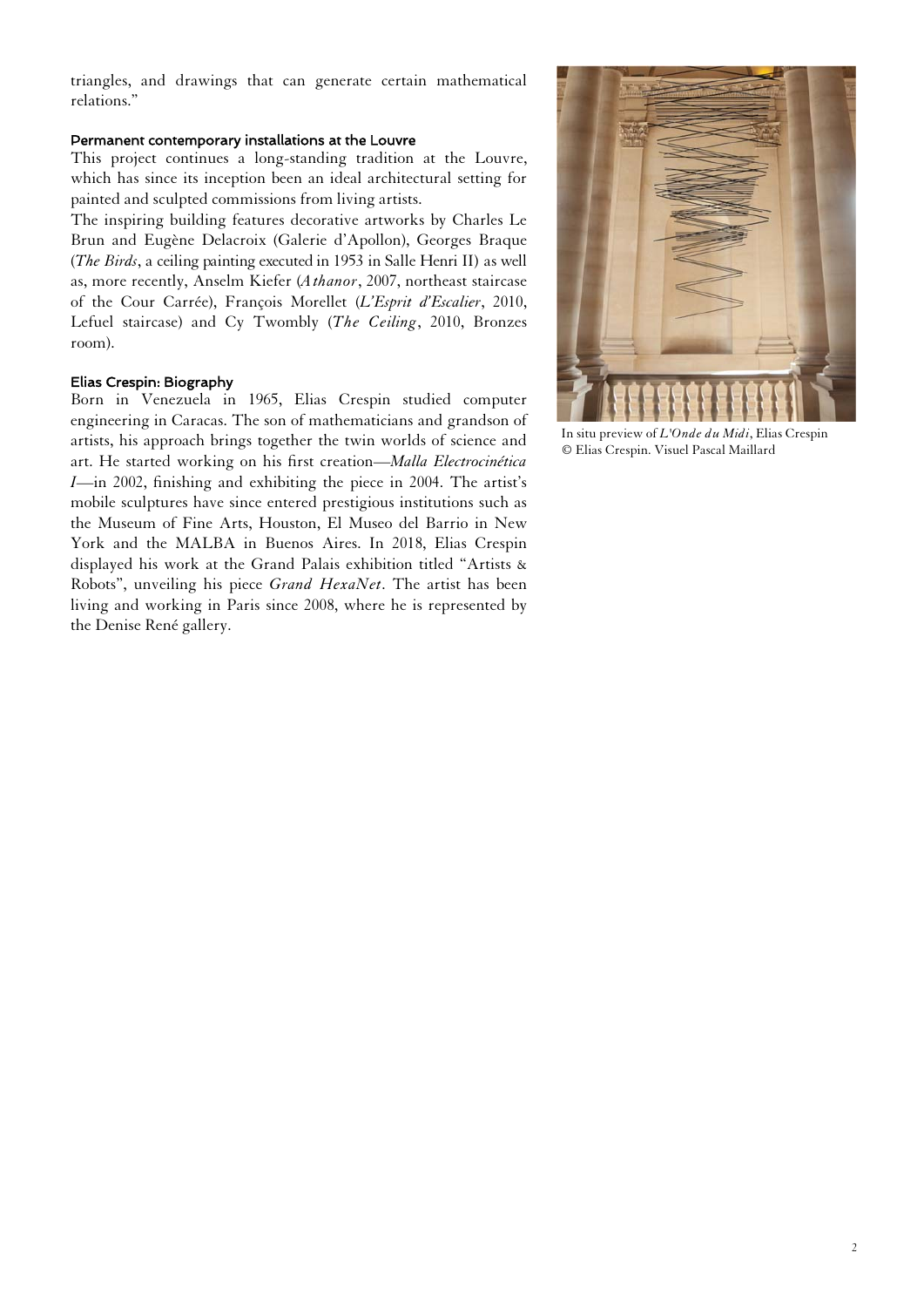triangles, and drawings that can generate certain mathematical relations."

### Permanent contemporary installations at the Louvre

This project continues a long-standing tradition at the Louvre, which has since its inception been an ideal architectural setting for painted and sculpted commissions from living artists.

The inspiring building features decorative artworks by Charles Le Brun and Eugène Delacroix (Galerie d'Apollon), Georges Braque (*The Birds*, a ceiling painting executed in 1953 in Salle Henri II) as well as, more recently, Anselm Kiefer (*Athanor*, 2007, northeast staircase of the Cour Carrée), François Morellet (*L'Esprit d'Escalier*, 2010, Lefuel staircase) and Cy Twombly (*The Ceiling*, 2010, Bronzes room).

### Elias Crespin: Biography

Born in Venezuela in 1965, Elias Crespin studied computer engineering in Caracas. The son of mathematicians and grandson of artists, his approach brings together the twin worlds of science and art. He started working on his first creation—*Malla Electrocinética I*—in 2002, finishing and exhibiting the piece in 2004. The artist's mobile sculptures have since entered prestigious institutions such as the Museum of Fine Arts, Houston, El Museo del Barrio in New York and the MALBA in Buenos Aires. In 2018, Elias Crespin displayed his work at the Grand Palais exhibition titled "Artists & Robots", unveiling his piece *Grand HexaNet*. The artist has been living and working in Paris since 2008, where he is represented by the Denise René gallery.

In situ preview of *L'Onde du Midi*, Elias Crespin
© Elias Crespin. Visuel Pascal Maillard